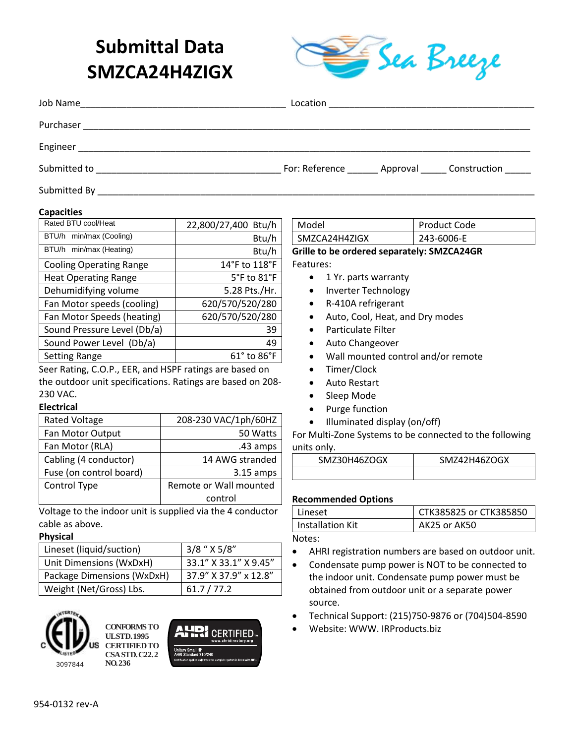# Submittal Data SMZCA24H4ZIGX

Sea Breeze

Job Name________________________________________ Location ________________________________________

Purchaser ____________________________________________________________________________________

Engineer _____________________________________________________________________________________

Submitted to ___________________________________ For: Reference ______ Approval _____ Construction _____

Submitted By __________________________________________________________________________________

### Capacities

| | |
|---|---|
| Rated BTU cool/Heat | 22,800/27,400 Btu/h |
| BTU/h min/max (Cooling) | Btu/h |
| BTU/h min/max (Heating) | Btu/h |
| Cooling Operating Range | 14°F to 118°F |
| Heat Operating Range | 5°F to 81°F |
| Dehumidifying volume | 5.28 Pts./Hr. |
| Fan Motor speeds (cooling) | 620/570/520/280 |
| Fan Motor Speeds (heating) | 620/570/520/280 |
| Sound Pressure Level (Db/a) | 39 |
| Sound Power Level (Db/a) | 49 |
| Setting Range | 61° to 86°F |

Seer Rating, C.O.P., EER, and HSPF ratings are based on the outdoor unit specifications. Ratings are based on 208-230 VAC.

### Electrical

| | |
|---|---|
| Rated Voltage | 208-230 VAC/1ph/60HZ |
| Fan Motor Output | 50 Watts |
| Fan Motor (RLA) | .43 amps |
| Cabling (4 conductor) | 14 AWG stranded |
| Fuse (on control board) | 3.15 amps |
| Control Type | Remote or Wall mounted control |

Voltage to the indoor unit is supplied via the 4 conductor cable as above.

### Physical

| | |
|---|---|
| Lineset (liquid/suction) | 3/8 " X 5/8" |
| Unit Dimensions (WxDxH) | 33.1" X 33.1" X 9.45" |
| Package Dimensions (WxDxH) | 37.9" X 37.9" x 12.8" |
| Weight (Net/Gross) Lbs. | 61.7 / 77.2 |

Intertek ETL Listed C US 3097844

CONFORMS TO UL STD. 1995 CERTIFIED TO CSA STD. C22.2 NO. 236

AHRI CERTIFIED www.ahridirectory.org — Unitary Small HP AHRI Standard 210/240 — Certification applies only when the complete system is listed with AHRI.

| Model | Product Code |
|---|---|
| SMZCA24H4ZIGX | 243-6006-E |

**Grille to be ordered separately: SMZCA24GR**

Features:

- 1 Yr. parts warranty
- Inverter Technology
- R-410A refrigerant
- Auto, Cool, Heat, and Dry modes
- Particulate Filter
- Auto Changeover
- Wall mounted control and/or remote
- Timer/Clock
- Auto Restart
- Sleep Mode
- Purge function
- Illuminated display (on/off)

For Multi-Zone Systems to be connected to the following units only.

| SMZ30H46ZOGX | SMZ42H46ZOGX |
|---|---|
| | |

### Recommended Options

| | |
|---|---|
| Lineset | CTK385825 or CTK385850 |
| Installation Kit | AK25 or AK50 |

Notes:

- AHRI registration numbers are based on outdoor unit.
- Condensate pump power is NOT to be connected to the indoor unit. Condensate pump power must be obtained from outdoor unit or a separate power source.
- Technical Support: (215)750-9876 or (704)504-8590
- Website: WWW. IRProducts.biz

954-0132 rev-A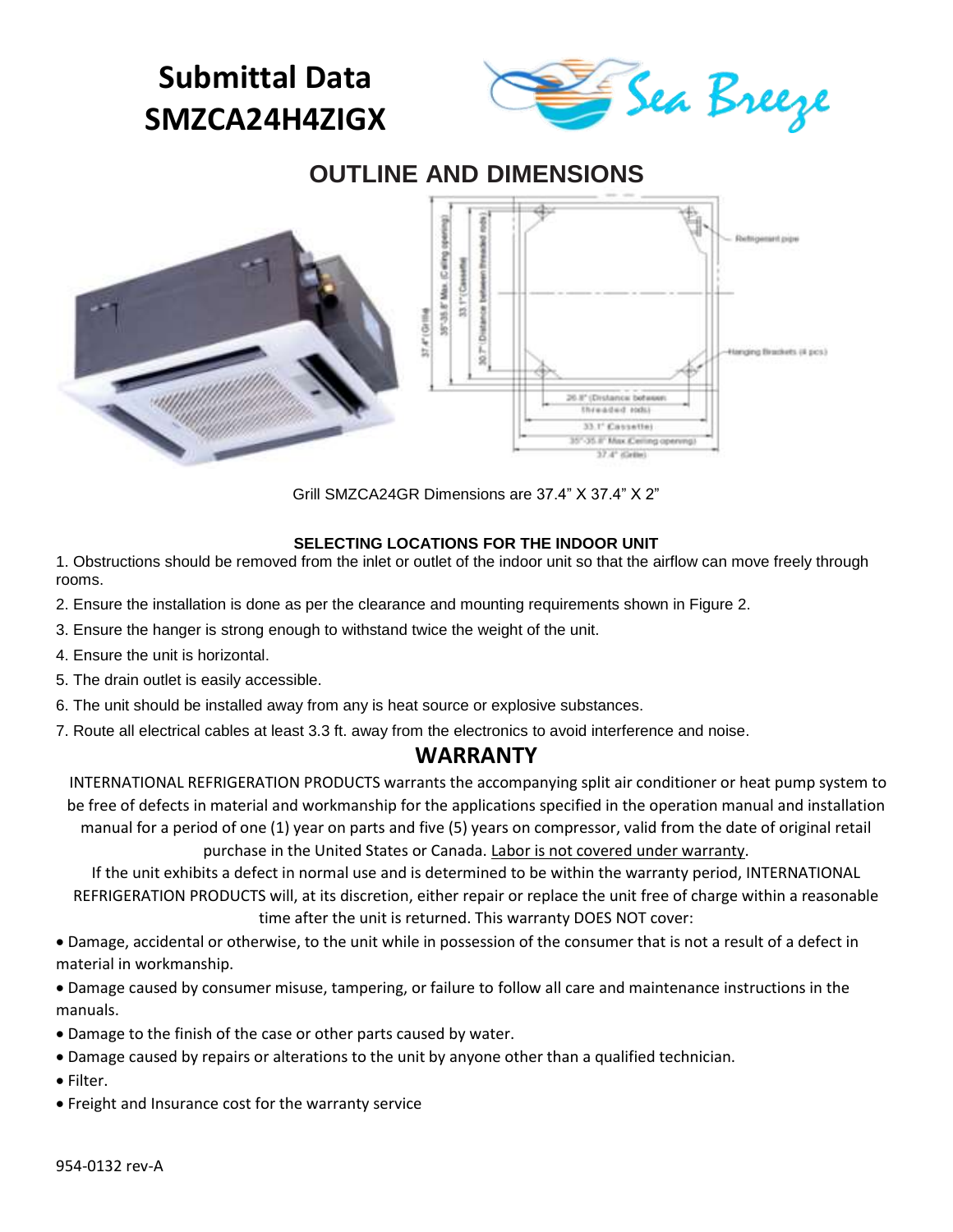# Submittal Data SMZCA24H4ZIGX

## OUTLINE AND DIMENSIONS

Refrigerant pipe

Hanging Brackets (4 pcs)

37.4" (Grille)

35"-35.8" Max. (Ceiling opening)

33.1" (Cassette)

30.7" (Distance between threaded rods)

26.8" (Distance between threaded rods)

33.1" (Cassette)

35"-35.8" Max.(Ceiling opening)

37.4" (Grille)

Grill SMZCA24GR Dimensions are 37.4" X 37.4" X 2"

### SELECTING LOCATIONS FOR THE INDOOR UNIT

1. Obstructions should be removed from the inlet or outlet of the indoor unit so that the airflow can move freely through rooms.
2. Ensure the installation is done as per the clearance and mounting requirements shown in Figure 2.
3. Ensure the hanger is strong enough to withstand twice the weight of the unit.
4. Ensure the unit is horizontal.
5. The drain outlet is easily accessible.
6. The unit should be installed away from any is heat source or explosive substances.
7. Route all electrical cables at least 3.3 ft. away from the electronics to avoid interference and noise.

## WARRANTY

INTERNATIONAL REFRIGERATION PRODUCTS warrants the accompanying split air conditioner or heat pump system to be free of defects in material and workmanship for the applications specified in the operation manual and installation manual for a period of one (1) year on parts and five (5) years on compressor, valid from the date of original retail purchase in the United States or Canada. Labor is not covered under warranty.

If the unit exhibits a defect in normal use and is determined to be within the warranty period, INTERNATIONAL REFRIGERATION PRODUCTS will, at its discretion, either repair or replace the unit free of charge within a reasonable time after the unit is returned. This warranty DOES NOT cover:

- Damage, accidental or otherwise, to the unit while in possession of the consumer that is not a result of a defect in material in workmanship.
- Damage caused by consumer misuse, tampering, or failure to follow all care and maintenance instructions in the manuals.
- Damage to the finish of the case or other parts caused by water.
- Damage caused by repairs or alterations to the unit by anyone other than a qualified technician.
- Filter.
- Freight and Insurance cost for the warranty service

954-0132 rev-A